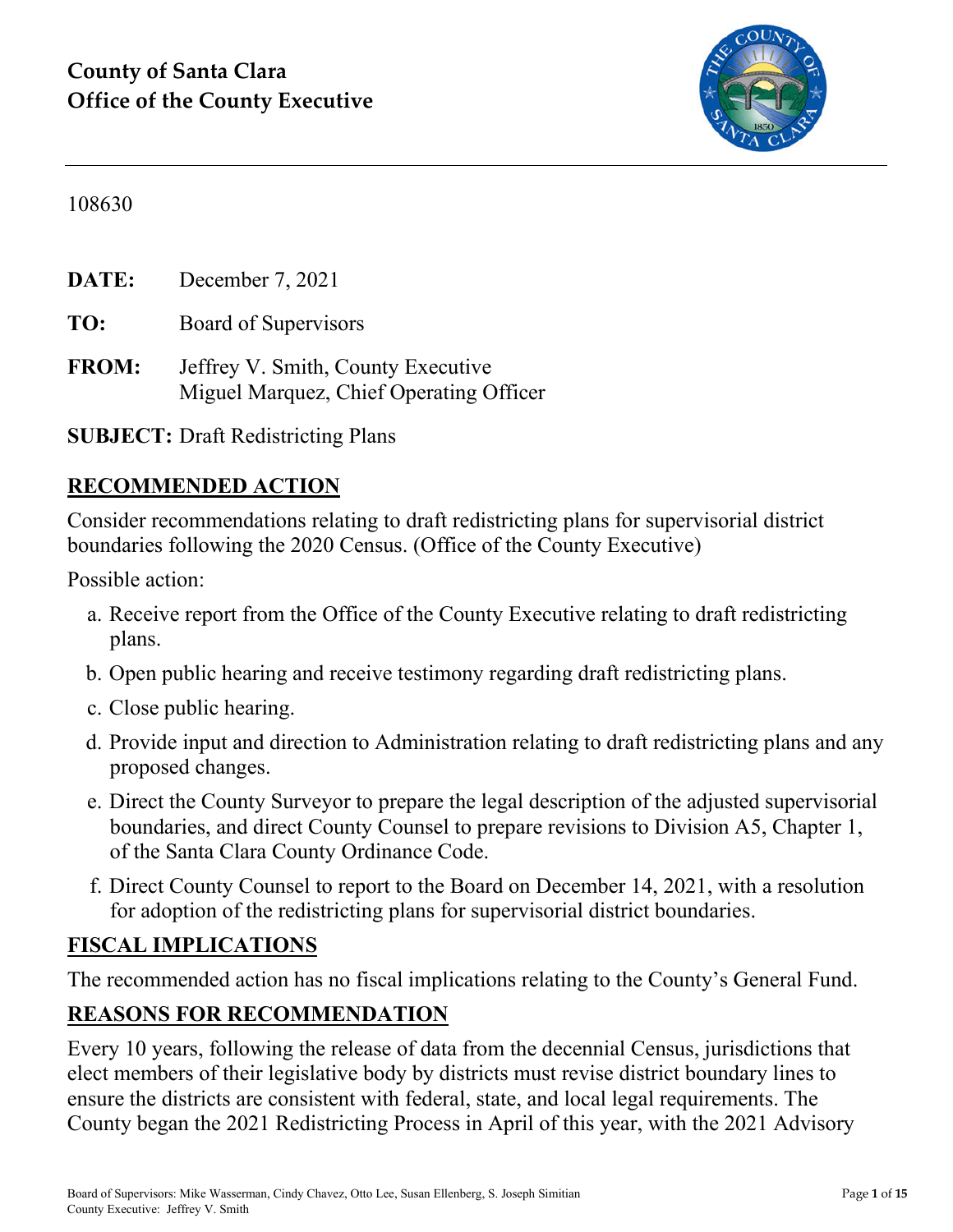**County of Santa Clara**
**Office of the County Executive**

108630

**DATE:** December 7, 2021

**TO:** Board of Supervisors

**FROM:** Jeffrey V. Smith, County Executive
Miguel Marquez, Chief Operating Officer

**SUBJECT:** Draft Redistricting Plans

## RECOMMENDED ACTION

Consider recommendations relating to draft redistricting plans for supervisorial district boundaries following the 2020 Census. (Office of the County Executive)

Possible action:

a. Receive report from the Office of the County Executive relating to draft redistricting plans.

b. Open public hearing and receive testimony regarding draft redistricting plans.

c. Close public hearing.

d. Provide input and direction to Administration relating to draft redistricting plans and any proposed changes.

e. Direct the County Surveyor to prepare the legal description of the adjusted supervisorial boundaries, and direct County Counsel to prepare revisions to Division A5, Chapter 1, of the Santa Clara County Ordinance Code.

f. Direct County Counsel to report to the Board on December 14, 2021, with a resolution for adoption of the redistricting plans for supervisorial district boundaries.

## FISCAL IMPLICATIONS

The recommended action has no fiscal implications relating to the County's General Fund.

## REASONS FOR RECOMMENDATION

Every 10 years, following the release of data from the decennial Census, jurisdictions that elect members of their legislative body by districts must revise district boundary lines to ensure the districts are consistent with federal, state, and local legal requirements. The County began the 2021 Redistricting Process in April of this year, with the 2021 Advisory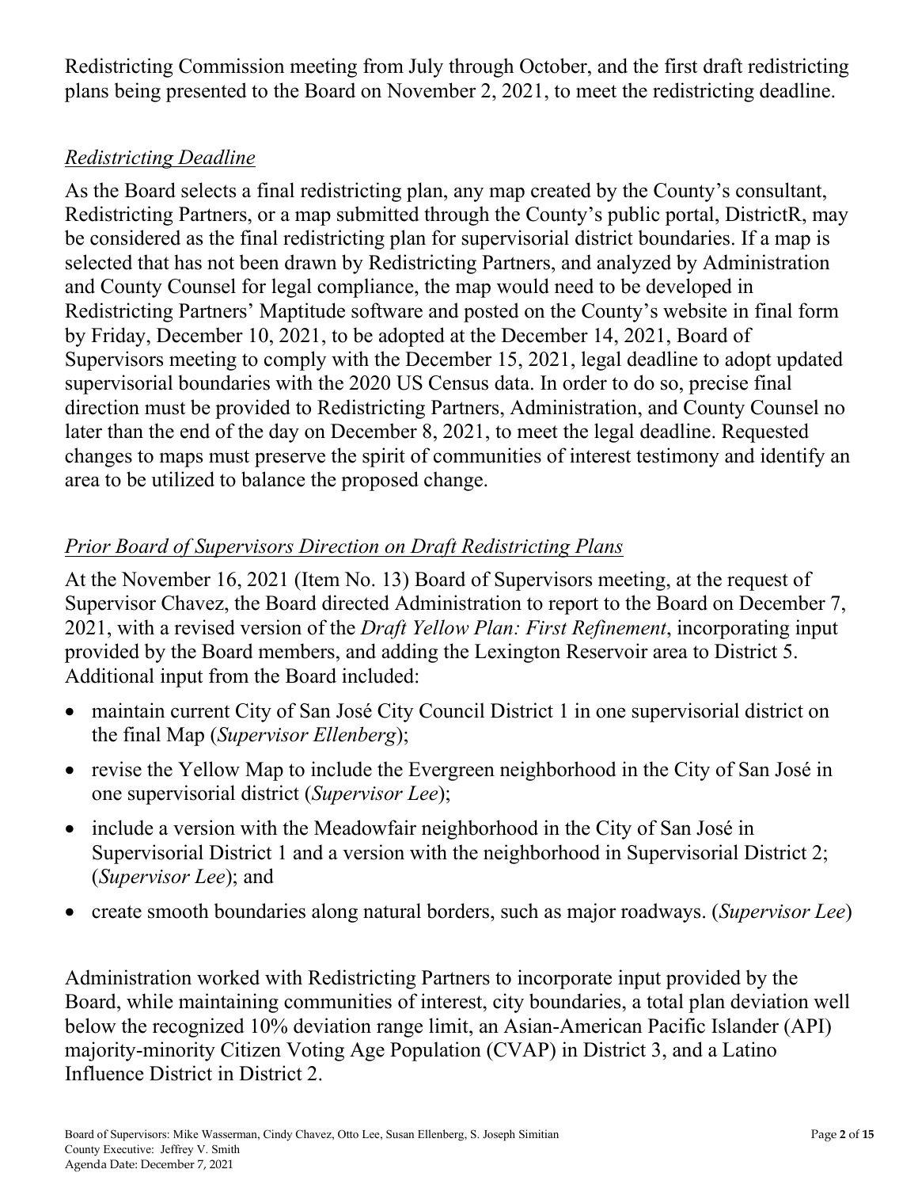Redistricting Commission meeting from July through October, and the first draft redistricting plans being presented to the Board on November 2, 2021, to meet the redistricting deadline.

### *Redistricting Deadline*

As the Board selects a final redistricting plan, any map created by the County's consultant, Redistricting Partners, or a map submitted through the County's public portal, DistrictR, may be considered as the final redistricting plan for supervisorial district boundaries. If a map is selected that has not been drawn by Redistricting Partners, and analyzed by Administration and County Counsel for legal compliance, the map would need to be developed in Redistricting Partners' Maptitude software and posted on the County's website in final form by Friday, December 10, 2021, to be adopted at the December 14, 2021, Board of Supervisors meeting to comply with the December 15, 2021, legal deadline to adopt updated supervisorial boundaries with the 2020 US Census data. In order to do so, precise final direction must be provided to Redistricting Partners, Administration, and County Counsel no later than the end of the day on December 8, 2021, to meet the legal deadline. Requested changes to maps must preserve the spirit of communities of interest testimony and identify an area to be utilized to balance the proposed change.

### *Prior Board of Supervisors Direction on Draft Redistricting Plans*

At the November 16, 2021 (Item No. 13) Board of Supervisors meeting, at the request of Supervisor Chavez, the Board directed Administration to report to the Board on December 7, 2021, with a revised version of the *Draft Yellow Plan: First Refinement*, incorporating input provided by the Board members, and adding the Lexington Reservoir area to District 5. Additional input from the Board included:

- maintain current City of San José City Council District 1 in one supervisorial district on the final Map (*Supervisor Ellenberg*);
- revise the Yellow Map to include the Evergreen neighborhood in the City of San José in one supervisorial district (*Supervisor Lee*);
- include a version with the Meadowfair neighborhood in the City of San José in Supervisorial District 1 and a version with the neighborhood in Supervisorial District 2; (*Supervisor Lee*); and
- create smooth boundaries along natural borders, such as major roadways. (*Supervisor Lee*)

Administration worked with Redistricting Partners to incorporate input provided by the Board, while maintaining communities of interest, city boundaries, a total plan deviation well below the recognized 10% deviation range limit, an Asian-American Pacific Islander (API) majority-minority Citizen Voting Age Population (CVAP) in District 3, and a Latino Influence District in District 2.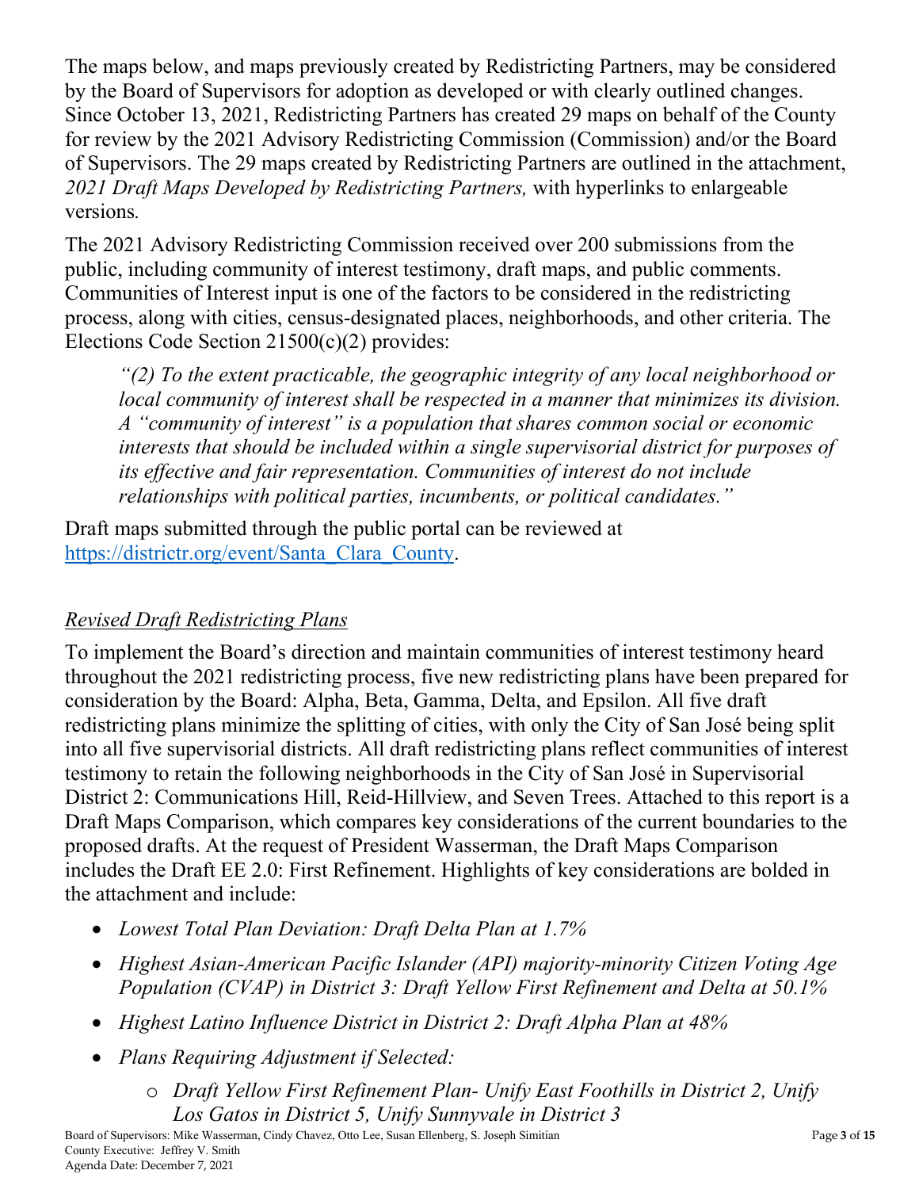The maps below, and maps previously created by Redistricting Partners, may be considered by the Board of Supervisors for adoption as developed or with clearly outlined changes. Since October 13, 2021, Redistricting Partners has created 29 maps on behalf of the County for review by the 2021 Advisory Redistricting Commission (Commission) and/or the Board of Supervisors. The 29 maps created by Redistricting Partners are outlined in the attachment, *2021 Draft Maps Developed by Redistricting Partners,* with hyperlinks to enlargeable versions.

The 2021 Advisory Redistricting Commission received over 200 submissions from the public, including community of interest testimony, draft maps, and public comments. Communities of Interest input is one of the factors to be considered in the redistricting process, along with cities, census-designated places, neighborhoods, and other criteria. The Elections Code Section 21500(c)(2) provides:

> *"(2) To the extent practicable, the geographic integrity of any local neighborhood or local community of interest shall be respected in a manner that minimizes its division. A "community of interest" is a population that shares common social or economic interests that should be included within a single supervisorial district for purposes of its effective and fair representation. Communities of interest do not include relationships with political parties, incumbents, or political candidates."*

Draft maps submitted through the public portal can be reviewed at [https://districtr.org/event/Santa_Clara_County](https://districtr.org/event/Santa_Clara_County).

*Revised Draft Redistricting Plans*

To implement the Board's direction and maintain communities of interest testimony heard throughout the 2021 redistricting process, five new redistricting plans have been prepared for consideration by the Board: Alpha, Beta, Gamma, Delta, and Epsilon. All five draft redistricting plans minimize the splitting of cities, with only the City of San José being split into all five supervisorial districts. All draft redistricting plans reflect communities of interest testimony to retain the following neighborhoods in the City of San José in Supervisorial District 2: Communications Hill, Reid-Hillview, and Seven Trees. Attached to this report is a Draft Maps Comparison, which compares key considerations of the current boundaries to the proposed drafts. At the request of President Wasserman, the Draft Maps Comparison includes the Draft EE 2.0: First Refinement. Highlights of key considerations are bolded in the attachment and include:

- *Lowest Total Plan Deviation: Draft Delta Plan at 1.7%*
- *Highest Asian-American Pacific Islander (API) majority-minority Citizen Voting Age Population (CVAP) in District 3: Draft Yellow First Refinement and Delta at 50.1%*
- *Highest Latino Influence District in District 2: Draft Alpha Plan at 48%*
- *Plans Requiring Adjustment if Selected:*
  - *Draft Yellow First Refinement Plan- Unify East Foothills in District 2, Unify Los Gatos in District 5, Unify Sunnyvale in District 3*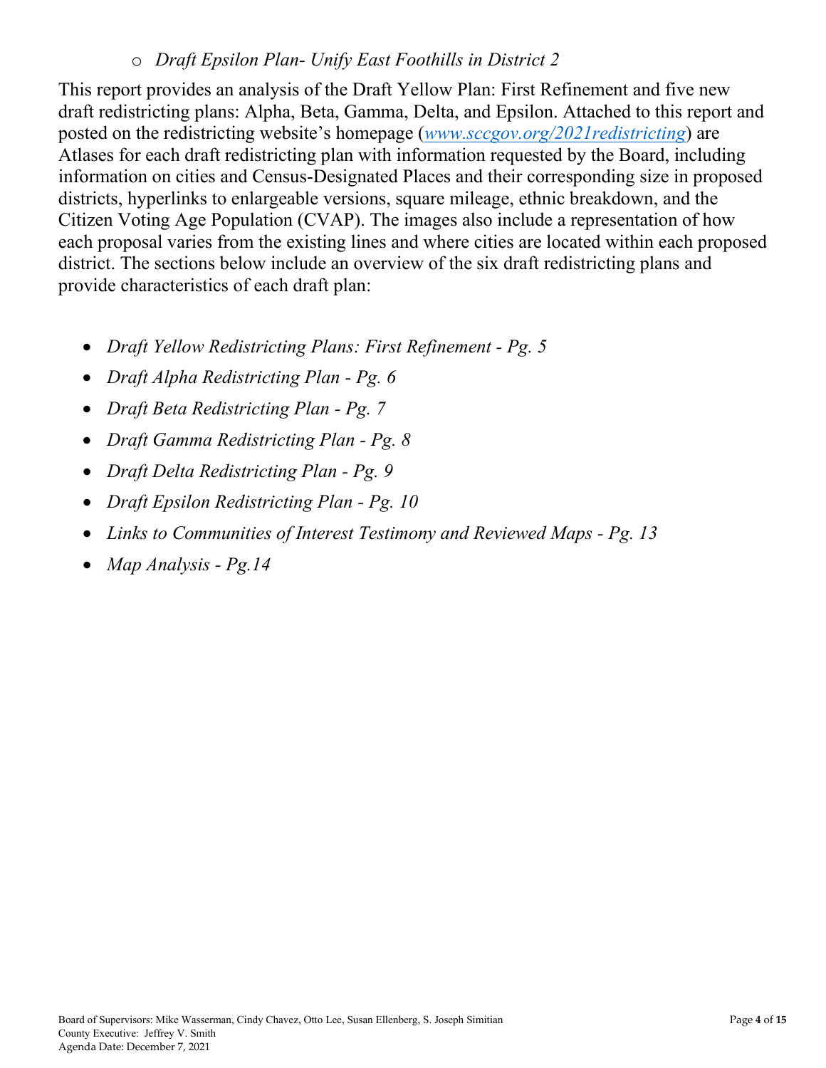- *Draft Epsilon Plan- Unify East Foothills in District 2*

This report provides an analysis of the Draft Yellow Plan: First Refinement and five new draft redistricting plans: Alpha, Beta, Gamma, Delta, and Epsilon. Attached to this report and posted on the redistricting website's homepage (*www.sccgov.org/2021redistricting*) are Atlases for each draft redistricting plan with information requested by the Board, including information on cities and Census-Designated Places and their corresponding size in proposed districts, hyperlinks to enlargeable versions, square mileage, ethnic breakdown, and the Citizen Voting Age Population (CVAP). The images also include a representation of how each proposal varies from the existing lines and where cities are located within each proposed district. The sections below include an overview of the six draft redistricting plans and provide characteristics of each draft plan:

- *Draft Yellow Redistricting Plans: First Refinement - Pg. 5*
- *Draft Alpha Redistricting Plan - Pg. 6*
- *Draft Beta Redistricting Plan - Pg. 7*
- *Draft Gamma Redistricting Plan - Pg. 8*
- *Draft Delta Redistricting Plan - Pg. 9*
- *Draft Epsilon Redistricting Plan - Pg. 10*
- *Links to Communities of Interest Testimony and Reviewed Maps - Pg. 13*
- *Map Analysis - Pg.14*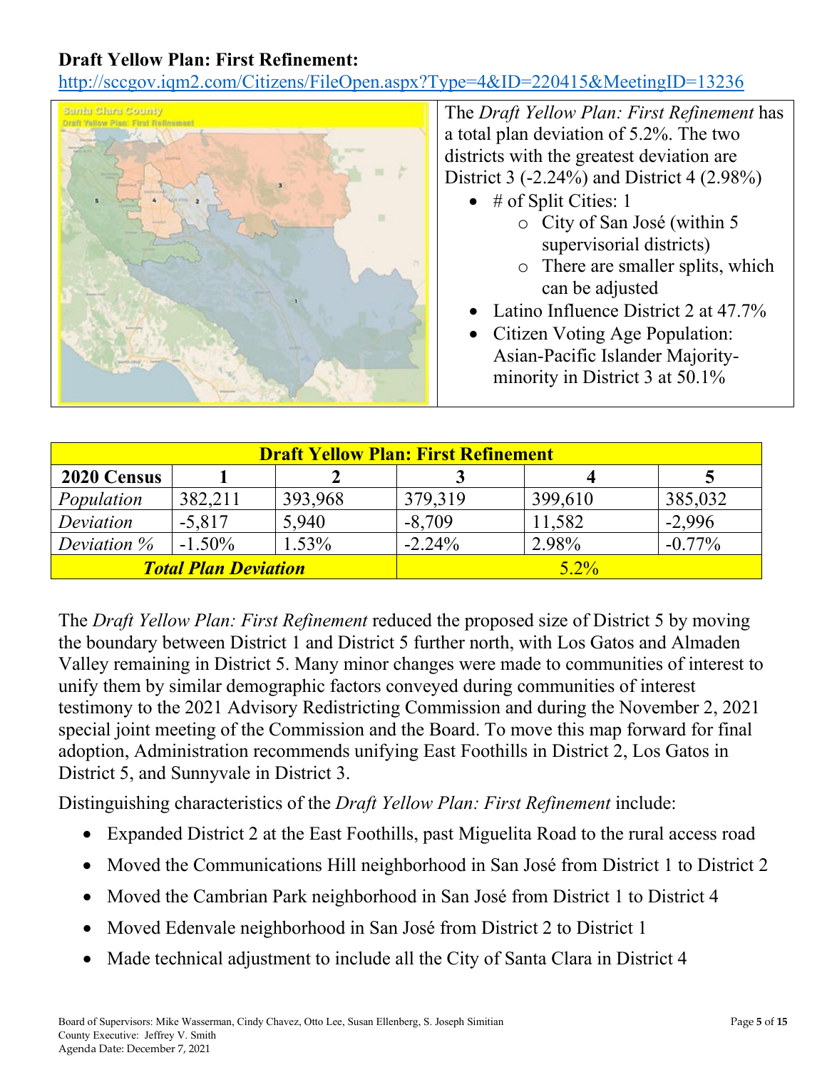**Draft Yellow Plan: First Refinement:**

http://sccgov.iqm2.com/Citizens/FileOpen.aspx?Type=4&ID=220415&MeetingID=13236

The *Draft Yellow Plan: First Refinement* has a total plan deviation of 5.2%. The two districts with the greatest deviation are District 3 (-2.24%) and District 4 (2.98%)

- # of Split Cities: 1
  - City of San José (within 5 supervisorial districts)
  - There are smaller splits, which can be adjusted
- Latino Influence District 2 at 47.7%
- Citizen Voting Age Population: Asian-Pacific Islander Majority-minority in District 3 at 50.1%

| **Draft Yellow Plan: First Refinement** | | | | | |
|---|---|---|---|---|---|
| **2020 Census** | **1** | **2** | **3** | **4** | **5** |
| *Population* | 382,211 | 393,968 | 379,319 | 399,610 | 385,032 |
| *Deviation* | -5,817 | 5,940 | -8,709 | 11,582 | -2,996 |
| *Deviation %* | -1.50% | 1.53% | -2.24% | 2.98% | -0.77% |
| ***Total Plan Deviation*** | | | 5.2% | | |

The *Draft Yellow Plan: First Refinement* reduced the proposed size of District 5 by moving the boundary between District 1 and District 5 further north, with Los Gatos and Almaden Valley remaining in District 5. Many minor changes were made to communities of interest to unify them by similar demographic factors conveyed during communities of interest testimony to the 2021 Advisory Redistricting Commission and during the November 2, 2021 special joint meeting of the Commission and the Board. To move this map forward for final adoption, Administration recommends unifying East Foothills in District 2, Los Gatos in District 5, and Sunnyvale in District 3.

Distinguishing characteristics of the *Draft Yellow Plan: First Refinement* include:

- Expanded District 2 at the East Foothills, past Miguelita Road to the rural access road
- Moved the Communications Hill neighborhood in San José from District 1 to District 2
- Moved the Cambrian Park neighborhood in San José from District 1 to District 4
- Moved Edenvale neighborhood in San José from District 2 to District 1
- Made technical adjustment to include all the City of Santa Clara in District 4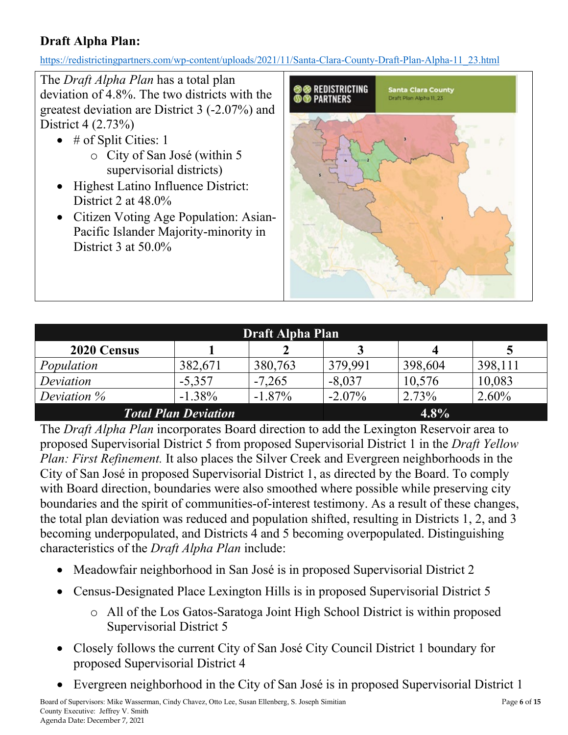**Draft Alpha Plan:**

https://redistrictingpartners.com/wp-content/uploads/2021/11/Santa-Clara-County-Draft-Plan-Alpha-11_23.html

The *Draft Alpha Plan* has a total plan deviation of 4.8%. The two districts with the greatest deviation are District 3 (-2.07%) and District 4 (2.73%)

- # of Split Cities: 1
  - City of San José (within 5 supervisorial districts)
- Highest Latino Influence District: District 2 at 48.0%
- Citizen Voting Age Population: Asian-Pacific Islander Majority-minority in District 3 at 50.0%

| Draft Alpha Plan | | | | | |
|---|---|---|---|---|---|
| **2020 Census** | **1** | **2** | **3** | **4** | **5** |
| *Population* | 382,671 | 380,763 | 379,991 | 398,604 | 398,111 |
| *Deviation* | -5,357 | -7,265 | -8,037 | 10,576 | 10,083 |
| *Deviation %* | -1.38% | -1.87% | -2.07% | 2.73% | 2.60% |
| ***Total Plan Deviation*** | | | **4.8%** | | |

The *Draft Alpha Plan* incorporates Board direction to add the Lexington Reservoir area to proposed Supervisorial District 5 from proposed Supervisorial District 1 in the *Draft Yellow Plan: First Refinement.* It also places the Silver Creek and Evergreen neighborhoods in the City of San José in proposed Supervisorial District 1, as directed by the Board. To comply with Board direction, boundaries were also smoothed where possible while preserving city boundaries and the spirit of communities-of-interest testimony. As a result of these changes, the total plan deviation was reduced and population shifted, resulting in Districts 1, 2, and 3 becoming underpopulated, and Districts 4 and 5 becoming overpopulated. Distinguishing characteristics of the *Draft Alpha Plan* include:

- Meadowfair neighborhood in San José is in proposed Supervisorial District 2
- Census-Designated Place Lexington Hills is in proposed Supervisorial District 5
  - All of the Los Gatos-Saratoga Joint High School District is within proposed Supervisorial District 5
- Closely follows the current City of San José City Council District 1 boundary for proposed Supervisorial District 4
- Evergreen neighborhood in the City of San José is in proposed Supervisorial District 1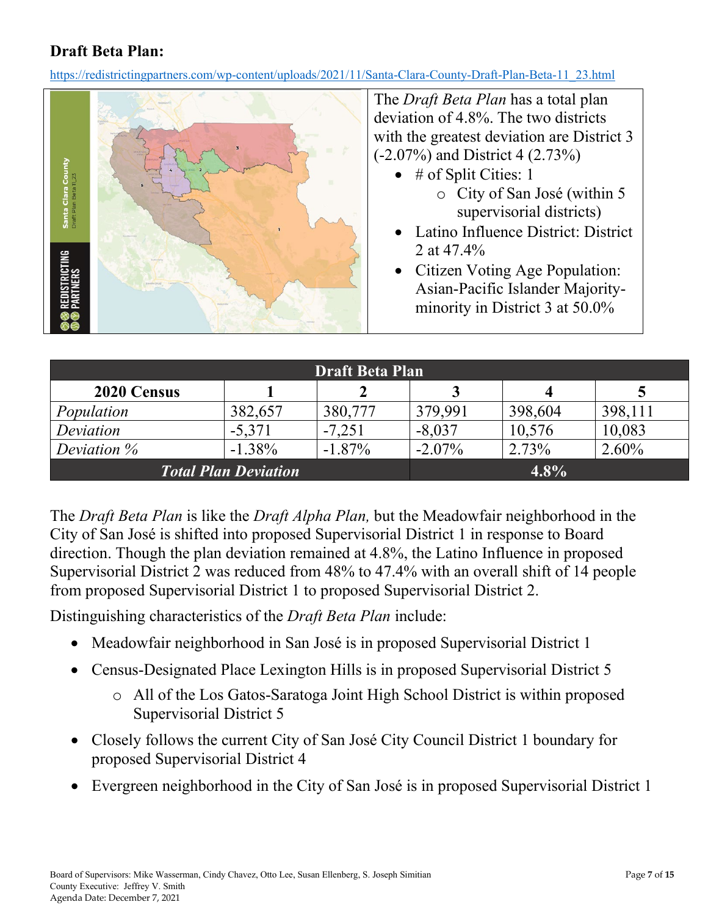**Draft Beta Plan:**

https://redistrictingpartners.com/wp-content/uploads/2021/11/Santa-Clara-County-Draft-Plan-Beta-11_23.html

The *Draft Beta Plan* has a total plan deviation of 4.8%. The two districts with the greatest deviation are District 3 (-2.07%) and District 4 (2.73%)

- # of Split Cities: 1
  - City of San José (within 5 supervisorial districts)
- Latino Influence District: District 2 at 47.4%
- Citizen Voting Age Population: Asian-Pacific Islander Majority-minority in District 3 at 50.0%

| Draft Beta Plan | | | | | |
|---|---|---|---|---|---|
| **2020 Census** | **1** | **2** | **3** | **4** | **5** |
| *Population* | 382,657 | 380,777 | 379,991 | 398,604 | 398,111 |
| *Deviation* | -5,371 | -7,251 | -8,037 | 10,576 | 10,083 |
| *Deviation %* | -1.38% | -1.87% | -2.07% | 2.73% | 2.60% |
| ***Total Plan Deviation*** | | | **4.8%** | | |

The *Draft Beta Plan* is like the *Draft Alpha Plan,* but the Meadowfair neighborhood in the City of San José is shifted into proposed Supervisorial District 1 in response to Board direction. Though the plan deviation remained at 4.8%, the Latino Influence in proposed Supervisorial District 2 was reduced from 48% to 47.4% with an overall shift of 14 people from proposed Supervisorial District 1 to proposed Supervisorial District 2.

Distinguishing characteristics of the *Draft Beta Plan* include:

- Meadowfair neighborhood in San José is in proposed Supervisorial District 1
- Census-Designated Place Lexington Hills is in proposed Supervisorial District 5
  - All of the Los Gatos-Saratoga Joint High School District is within proposed Supervisorial District 5
- Closely follows the current City of San José City Council District 1 boundary for proposed Supervisorial District 4
- Evergreen neighborhood in the City of San José is in proposed Supervisorial District 1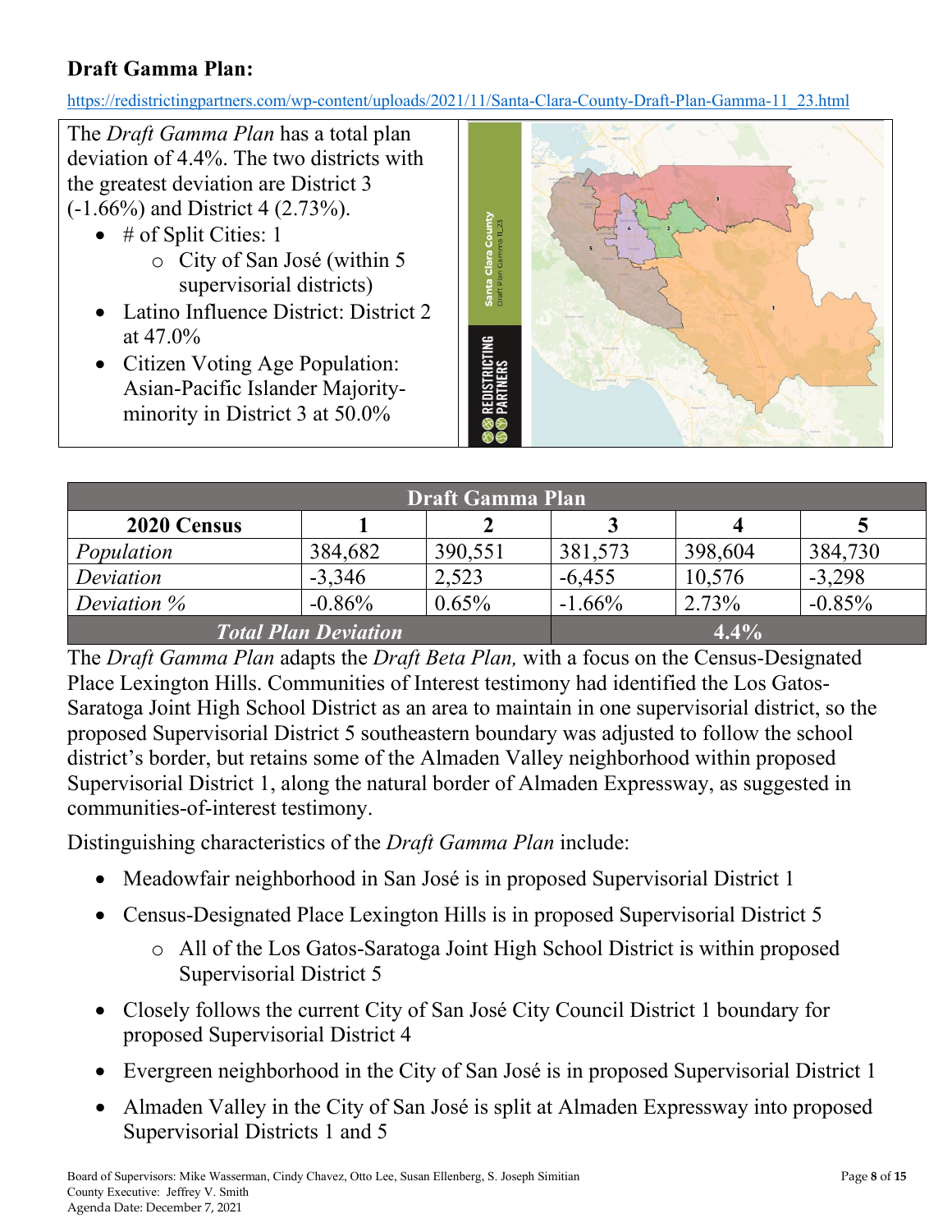**Draft Gamma Plan:**

https://redistrictingpartners.com/wp-content/uploads/2021/11/Santa-Clara-County-Draft-Plan-Gamma-11_23.html

The *Draft Gamma Plan* has a total plan deviation of 4.4%. The two districts with the greatest deviation are District 3 (-1.66%) and District 4 (2.73%).

- # of Split Cities: 1
  - City of San José (within 5 supervisorial districts)
- Latino Influence District: District 2 at 47.0%
- Citizen Voting Age Population: Asian-Pacific Islander Majority-minority in District 3 at 50.0%

| Draft Gamma Plan | | | | | |
|---|---|---|---|---|---|
| **2020 Census** | **1** | **2** | **3** | **4** | **5** |
| *Population* | 384,682 | 390,551 | 381,573 | 398,604 | 384,730 |
| *Deviation* | -3,346 | 2,523 | -6,455 | 10,576 | -3,298 |
| *Deviation %* | -0.86% | 0.65% | -1.66% | 2.73% | -0.85% |
| ***Total Plan Deviation*** | | | **4.4%** | | |

The *Draft Gamma Plan* adapts the *Draft Beta Plan,* with a focus on the Census-Designated Place Lexington Hills. Communities of Interest testimony had identified the Los Gatos-Saratoga Joint High School District as an area to maintain in one supervisorial district, so the proposed Supervisorial District 5 southeastern boundary was adjusted to follow the school district's border, but retains some of the Almaden Valley neighborhood within proposed Supervisorial District 1, along the natural border of Almaden Expressway, as suggested in communities-of-interest testimony.

Distinguishing characteristics of the *Draft Gamma Plan* include:

- Meadowfair neighborhood in San José is in proposed Supervisorial District 1
- Census-Designated Place Lexington Hills is in proposed Supervisorial District 5
  - All of the Los Gatos-Saratoga Joint High School District is within proposed Supervisorial District 5
- Closely follows the current City of San José City Council District 1 boundary for proposed Supervisorial District 4
- Evergreen neighborhood in the City of San José is in proposed Supervisorial District 1
- Almaden Valley in the City of San José is split at Almaden Expressway into proposed Supervisorial Districts 1 and 5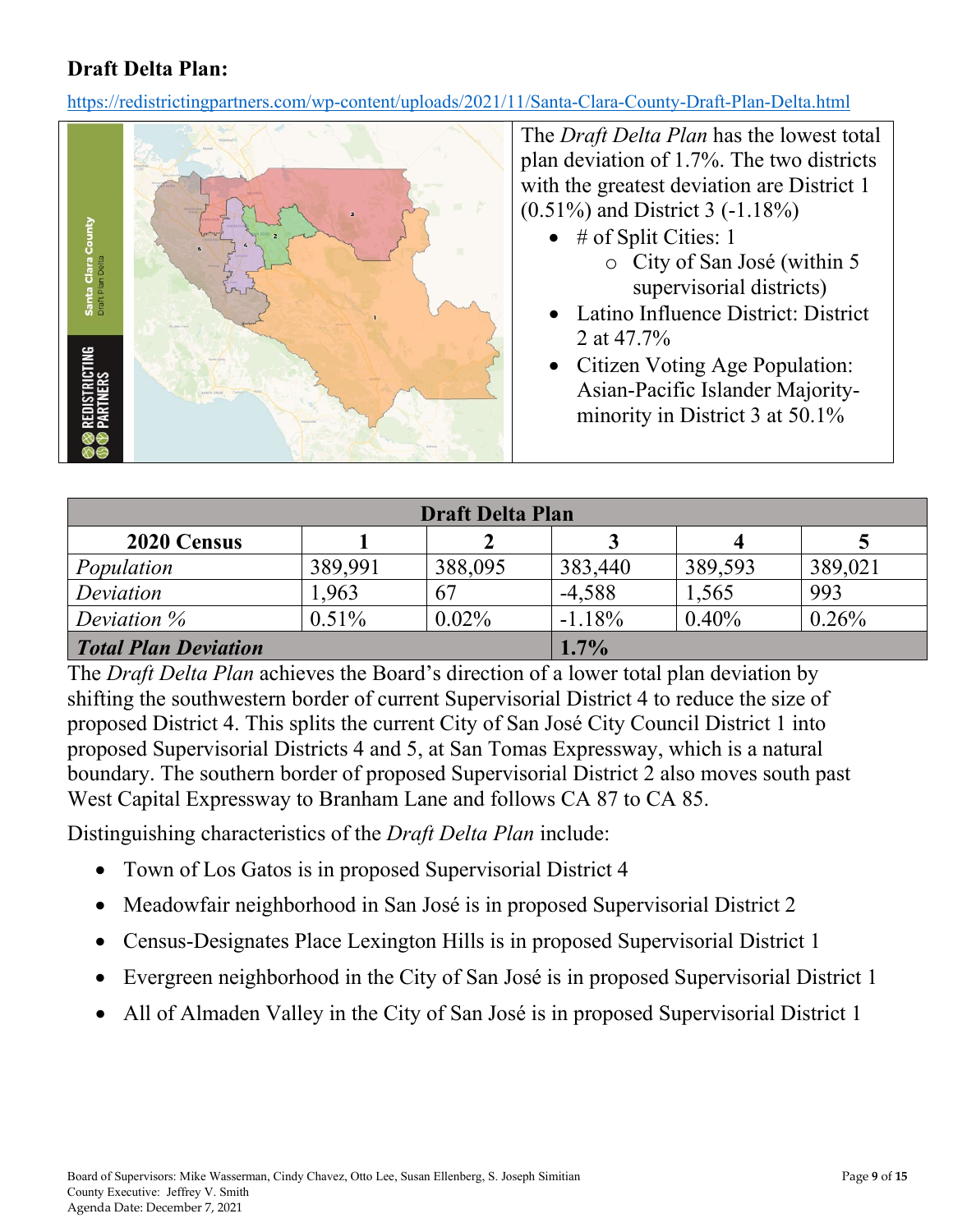**Draft Delta Plan:**

https://redistrictingpartners.com/wp-content/uploads/2021/11/Santa-Clara-County-Draft-Plan-Delta.html

The *Draft Delta Plan* has the lowest total plan deviation of 1.7%. The two districts with the greatest deviation are District 1 (0.51%) and District 3 (-1.18%)

- # of Split Cities: 1
  - City of San José (within 5 supervisorial districts)
- Latino Influence District: District 2 at 47.7%
- Citizen Voting Age Population: Asian-Pacific Islander Majority-minority in District 3 at 50.1%

| Draft Delta Plan | | | | | |
|---|---|---|---|---|---|
| **2020 Census** | **1** | **2** | **3** | **4** | **5** |
| *Population* | 389,991 | 388,095 | 383,440 | 389,593 | 389,021 |
| *Deviation* | 1,963 | 67 | -4,588 | 1,565 | 993 |
| *Deviation %* | 0.51% | 0.02% | -1.18% | 0.40% | 0.26% |
| ***Total Plan Deviation*** | | | **1.7%** | | |

The *Draft Delta Plan* achieves the Board's direction of a lower total plan deviation by shifting the southwestern border of current Supervisorial District 4 to reduce the size of proposed District 4. This splits the current City of San José City Council District 1 into proposed Supervisorial Districts 4 and 5, at San Tomas Expressway, which is a natural boundary. The southern border of proposed Supervisorial District 2 also moves south past West Capital Expressway to Branham Lane and follows CA 87 to CA 85.

Distinguishing characteristics of the *Draft Delta Plan* include:

- Town of Los Gatos is in proposed Supervisorial District 4
- Meadowfair neighborhood in San José is in proposed Supervisorial District 2
- Census-Designates Place Lexington Hills is in proposed Supervisorial District 1
- Evergreen neighborhood in the City of San José is in proposed Supervisorial District 1
- All of Almaden Valley in the City of San José is in proposed Supervisorial District 1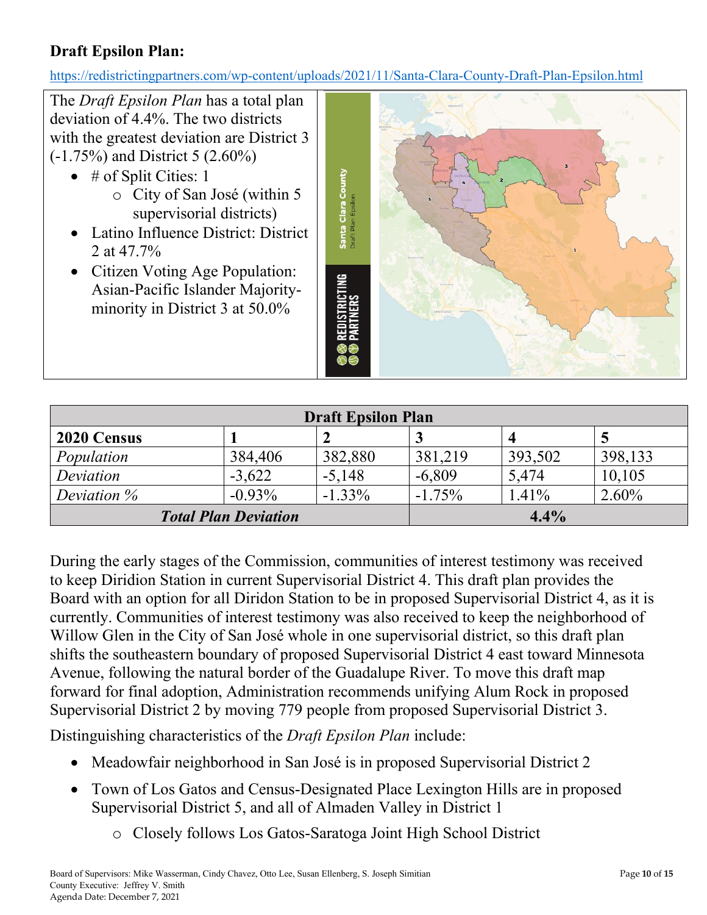**Draft Epsilon Plan:**

https://redistrictingpartners.com/wp-content/uploads/2021/11/Santa-Clara-County-Draft-Plan-Epsilon.html

The *Draft Epsilon Plan* has a total plan deviation of 4.4%. The two districts with the greatest deviation are District 3 (-1.75%) and District 5 (2.60%)

- # of Split Cities: 1
  - City of San José (within 5 supervisorial districts)
- Latino Influence District: District 2 at 47.7%
- Citizen Voting Age Population: Asian-Pacific Islander Majority-minority in District 3 at 50.0%

| Draft Epsilon Plan | | | | | |
|---|---|---|---|---|---|
| **2020 Census** | **1** | **2** | **3** | **4** | **5** |
| *Population* | 384,406 | 382,880 | 381,219 | 393,502 | 398,133 |
| *Deviation* | -3,622 | -5,148 | -6,809 | 5,474 | 10,105 |
| *Deviation %* | -0.93% | -1.33% | -1.75% | 1.41% | 2.60% |
| ***Total Plan Deviation*** | | | **4.4%** | | |

During the early stages of the Commission, communities of interest testimony was received to keep Diridion Station in current Supervisorial District 4. This draft plan provides the Board with an option for all Diridon Station to be in proposed Supervisorial District 4, as it is currently. Communities of interest testimony was also received to keep the neighborhood of Willow Glen in the City of San José whole in one supervisorial district, so this draft plan shifts the southeastern boundary of proposed Supervisorial District 4 east toward Minnesota Avenue, following the natural border of the Guadalupe River. To move this draft map forward for final adoption, Administration recommends unifying Alum Rock in proposed Supervisorial District 2 by moving 779 people from proposed Supervisorial District 3.

Distinguishing characteristics of the *Draft Epsilon Plan* include:

- Meadowfair neighborhood in San José is in proposed Supervisorial District 2
- Town of Los Gatos and Census-Designated Place Lexington Hills are in proposed Supervisorial District 5, and all of Almaden Valley in District 1
  - Closely follows Los Gatos-Saratoga Joint High School District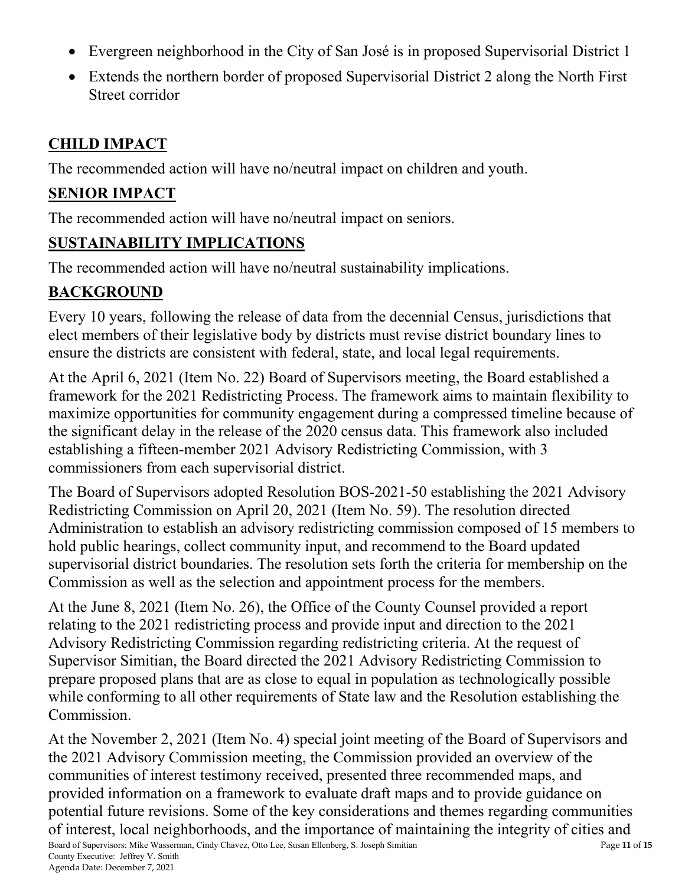- Evergreen neighborhood in the City of San José is in proposed Supervisorial District 1
- Extends the northern border of proposed Supervisorial District 2 along the North First Street corridor

## CHILD IMPACT

The recommended action will have no/neutral impact on children and youth.

## SENIOR IMPACT

The recommended action will have no/neutral impact on seniors.

## SUSTAINABILITY IMPLICATIONS

The recommended action will have no/neutral sustainability implications.

## BACKGROUND

Every 10 years, following the release of data from the decennial Census, jurisdictions that elect members of their legislative body by districts must revise district boundary lines to ensure the districts are consistent with federal, state, and local legal requirements.

At the April 6, 2021 (Item No. 22) Board of Supervisors meeting, the Board established a framework for the 2021 Redistricting Process. The framework aims to maintain flexibility to maximize opportunities for community engagement during a compressed timeline because of the significant delay in the release of the 2020 census data. This framework also included establishing a fifteen-member 2021 Advisory Redistricting Commission, with 3 commissioners from each supervisorial district.

The Board of Supervisors adopted Resolution BOS-2021-50 establishing the 2021 Advisory Redistricting Commission on April 20, 2021 (Item No. 59). The resolution directed Administration to establish an advisory redistricting commission composed of 15 members to hold public hearings, collect community input, and recommend to the Board updated supervisorial district boundaries. The resolution sets forth the criteria for membership on the Commission as well as the selection and appointment process for the members.

At the June 8, 2021 (Item No. 26), the Office of the County Counsel provided a report relating to the 2021 redistricting process and provide input and direction to the 2021 Advisory Redistricting Commission regarding redistricting criteria. At the request of Supervisor Simitian, the Board directed the 2021 Advisory Redistricting Commission to prepare proposed plans that are as close to equal in population as technologically possible while conforming to all other requirements of State law and the Resolution establishing the Commission.

At the November 2, 2021 (Item No. 4) special joint meeting of the Board of Supervisors and the 2021 Advisory Commission meeting, the Commission provided an overview of the communities of interest testimony received, presented three recommended maps, and provided information on a framework to evaluate draft maps and to provide guidance on potential future revisions. Some of the key considerations and themes regarding communities of interest, local neighborhoods, and the importance of maintaining the integrity of cities and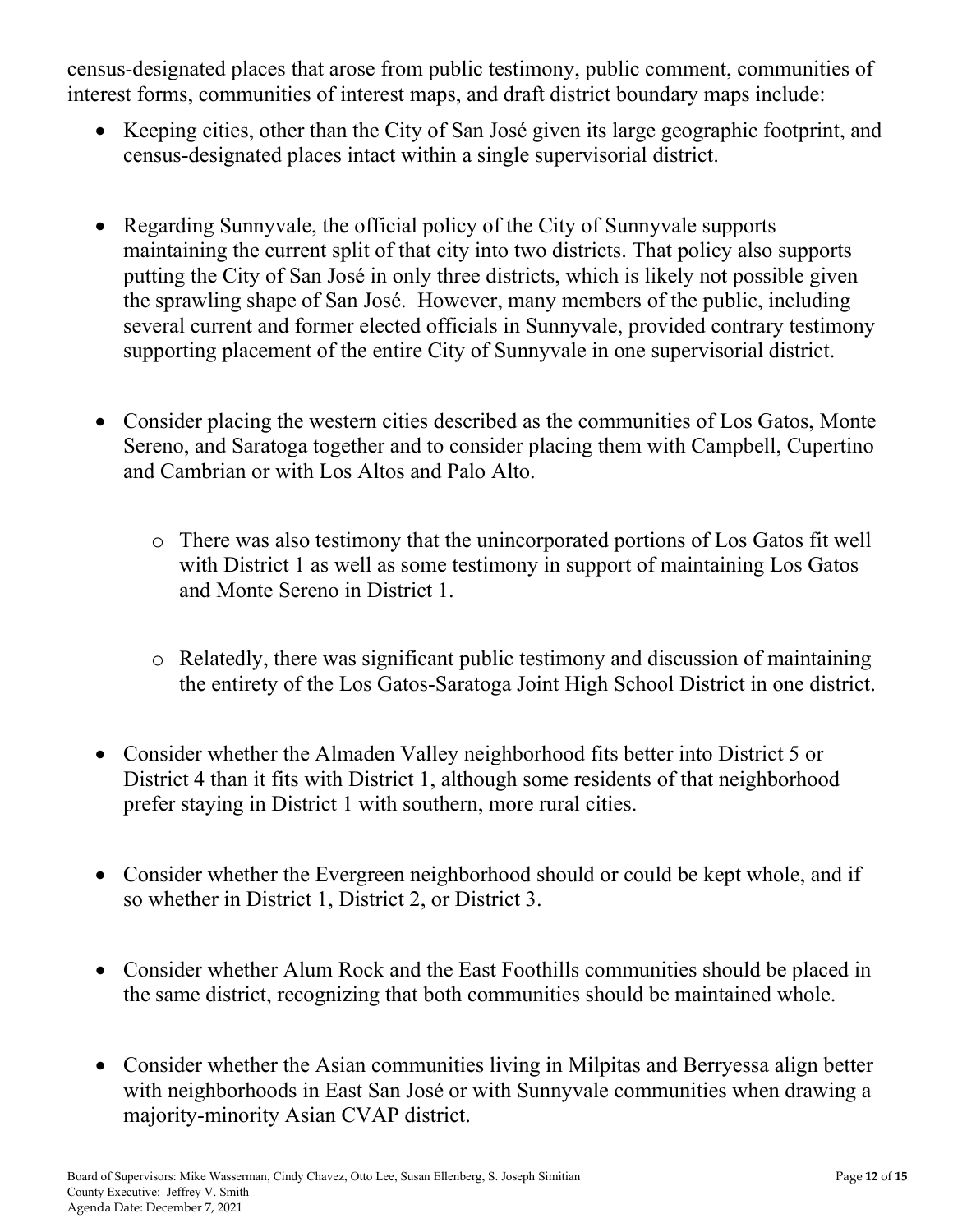census-designated places that arose from public testimony, public comment, communities of interest forms, communities of interest maps, and draft district boundary maps include:

- Keeping cities, other than the City of San José given its large geographic footprint, and census-designated places intact within a single supervisorial district.

- Regarding Sunnyvale, the official policy of the City of Sunnyvale supports maintaining the current split of that city into two districts. That policy also supports putting the City of San José in only three districts, which is likely not possible given the sprawling shape of San José. However, many members of the public, including several current and former elected officials in Sunnyvale, provided contrary testimony supporting placement of the entire City of Sunnyvale in one supervisorial district.

- Consider placing the western cities described as the communities of Los Gatos, Monte Sereno, and Saratoga together and to consider placing them with Campbell, Cupertino and Cambrian or with Los Altos and Palo Alto.

  - There was also testimony that the unincorporated portions of Los Gatos fit well with District 1 as well as some testimony in support of maintaining Los Gatos and Monte Sereno in District 1.

  - Relatedly, there was significant public testimony and discussion of maintaining the entirety of the Los Gatos-Saratoga Joint High School District in one district.

- Consider whether the Almaden Valley neighborhood fits better into District 5 or District 4 than it fits with District 1, although some residents of that neighborhood prefer staying in District 1 with southern, more rural cities.

- Consider whether the Evergreen neighborhood should or could be kept whole, and if so whether in District 1, District 2, or District 3.

- Consider whether Alum Rock and the East Foothills communities should be placed in the same district, recognizing that both communities should be maintained whole.

- Consider whether the Asian communities living in Milpitas and Berryessa align better with neighborhoods in East San José or with Sunnyvale communities when drawing a majority-minority Asian CVAP district.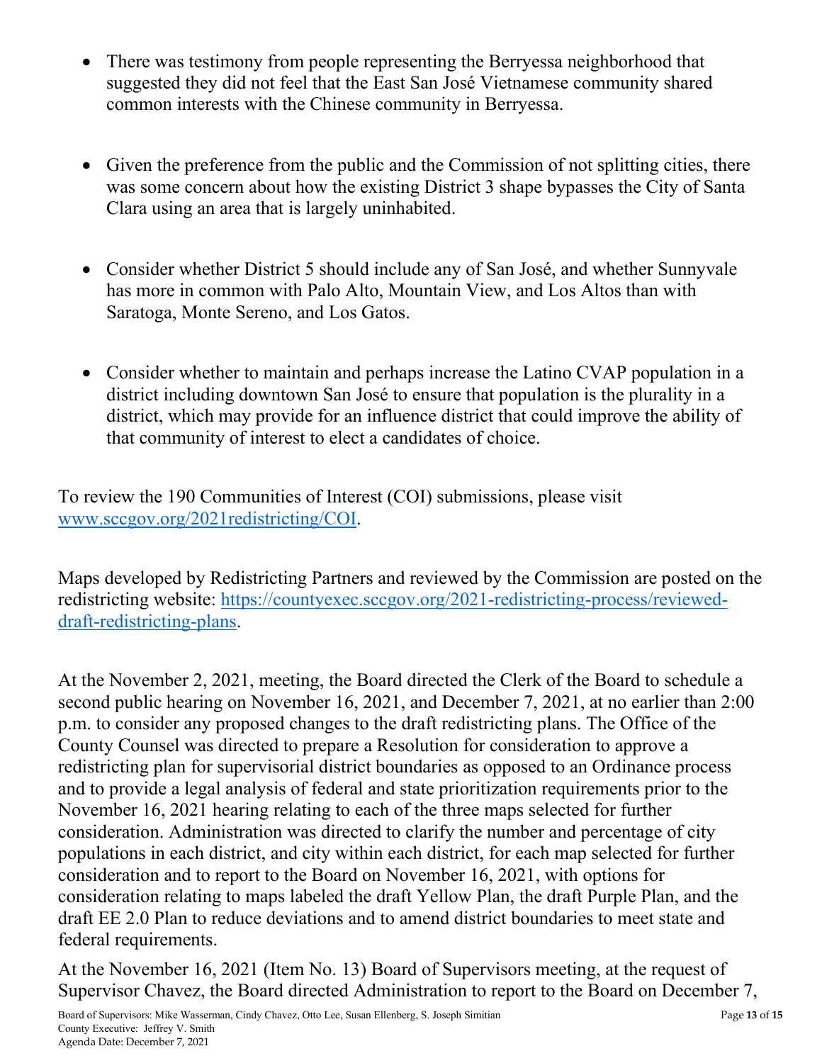- There was testimony from people representing the Berryessa neighborhood that suggested they did not feel that the East San José Vietnamese community shared common interests with the Chinese community in Berryessa.

- Given the preference from the public and the Commission of not splitting cities, there was some concern about how the existing District 3 shape bypasses the City of Santa Clara using an area that is largely uninhabited.

- Consider whether District 5 should include any of San José, and whether Sunnyvale has more in common with Palo Alto, Mountain View, and Los Altos than with Saratoga, Monte Sereno, and Los Gatos.

- Consider whether to maintain and perhaps increase the Latino CVAP population in a district including downtown San José to ensure that population is the plurality in a district, which may provide for an influence district that could improve the ability of that community of interest to elect a candidates of choice.

To review the 190 Communities of Interest (COI) submissions, please visit [www.sccgov.org/2021redistricting/COI](www.sccgov.org/2021redistricting/COI).

Maps developed by Redistricting Partners and reviewed by the Commission are posted on the redistricting website: [https://countyexec.sccgov.org/2021-redistricting-process/reviewed-draft-redistricting-plans](https://countyexec.sccgov.org/2021-redistricting-process/reviewed-draft-redistricting-plans).

At the November 2, 2021, meeting, the Board directed the Clerk of the Board to schedule a second public hearing on November 16, 2021, and December 7, 2021, at no earlier than 2:00 p.m. to consider any proposed changes to the draft redistricting plans. The Office of the County Counsel was directed to prepare a Resolution for consideration to approve a redistricting plan for supervisorial district boundaries as opposed to an Ordinance process and to provide a legal analysis of federal and state prioritization requirements prior to the November 16, 2021 hearing relating to each of the three maps selected for further consideration. Administration was directed to clarify the number and percentage of city populations in each district, and city within each district, for each map selected for further consideration and to report to the Board on November 16, 2021, with options for consideration relating to maps labeled the draft Yellow Plan, the draft Purple Plan, and the draft EE 2.0 Plan to reduce deviations and to amend district boundaries to meet state and federal requirements.

At the November 16, 2021 (Item No. 13) Board of Supervisors meeting, at the request of Supervisor Chavez, the Board directed Administration to report to the Board on December 7,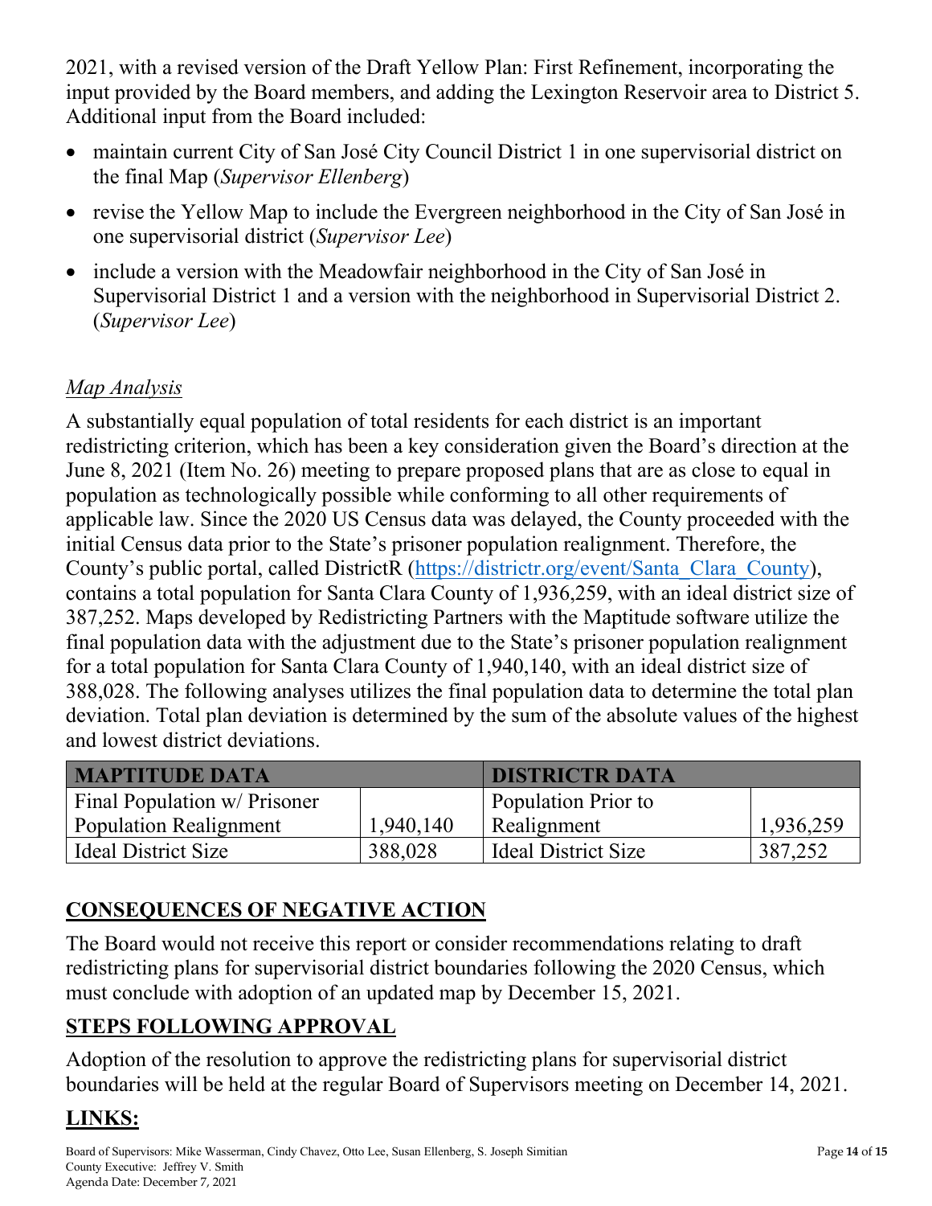2021, with a revised version of the Draft Yellow Plan: First Refinement, incorporating the input provided by the Board members, and adding the Lexington Reservoir area to District 5. Additional input from the Board included:

- maintain current City of San José City Council District 1 in one supervisorial district on the final Map (*Supervisor Ellenberg*)
- revise the Yellow Map to include the Evergreen neighborhood in the City of San José in one supervisorial district (*Supervisor Lee*)
- include a version with the Meadowfair neighborhood in the City of San José in Supervisorial District 1 and a version with the neighborhood in Supervisorial District 2. (*Supervisor Lee*)

*Map Analysis*

A substantially equal population of total residents for each district is an important redistricting criterion, which has been a key consideration given the Board's direction at the June 8, 2021 (Item No. 26) meeting to prepare proposed plans that are as close to equal in population as technologically possible while conforming to all other requirements of applicable law. Since the 2020 US Census data was delayed, the County proceeded with the initial Census data prior to the State's prisoner population realignment. Therefore, the County's public portal, called DistrictR (https://districtr.org/event/Santa_Clara_County), contains a total population for Santa Clara County of 1,936,259, with an ideal district size of 387,252. Maps developed by Redistricting Partners with the Maptitude software utilize the final population data with the adjustment due to the State's prisoner population realignment for a total population for Santa Clara County of 1,940,140, with an ideal district size of 388,028. The following analyses utilizes the final population data to determine the total plan deviation. Total plan deviation is determined by the sum of the absolute values of the highest and lowest district deviations.

| MAPTITUDE DATA | | DISTRICTR DATA | |
|---|---|---|---|
| Final Population w/ Prisoner Population Realignment | 1,940,140 | Population Prior to Realignment | 1,936,259 |
| Ideal District Size | 388,028 | Ideal District Size | 387,252 |

## CONSEQUENCES OF NEGATIVE ACTION

The Board would not receive this report or consider recommendations relating to draft redistricting plans for supervisorial district boundaries following the 2020 Census, which must conclude with adoption of an updated map by December 15, 2021.

## STEPS FOLLOWING APPROVAL

Adoption of the resolution to approve the redistricting plans for supervisorial district boundaries will be held at the regular Board of Supervisors meeting on December 14, 2021.

## LINKS: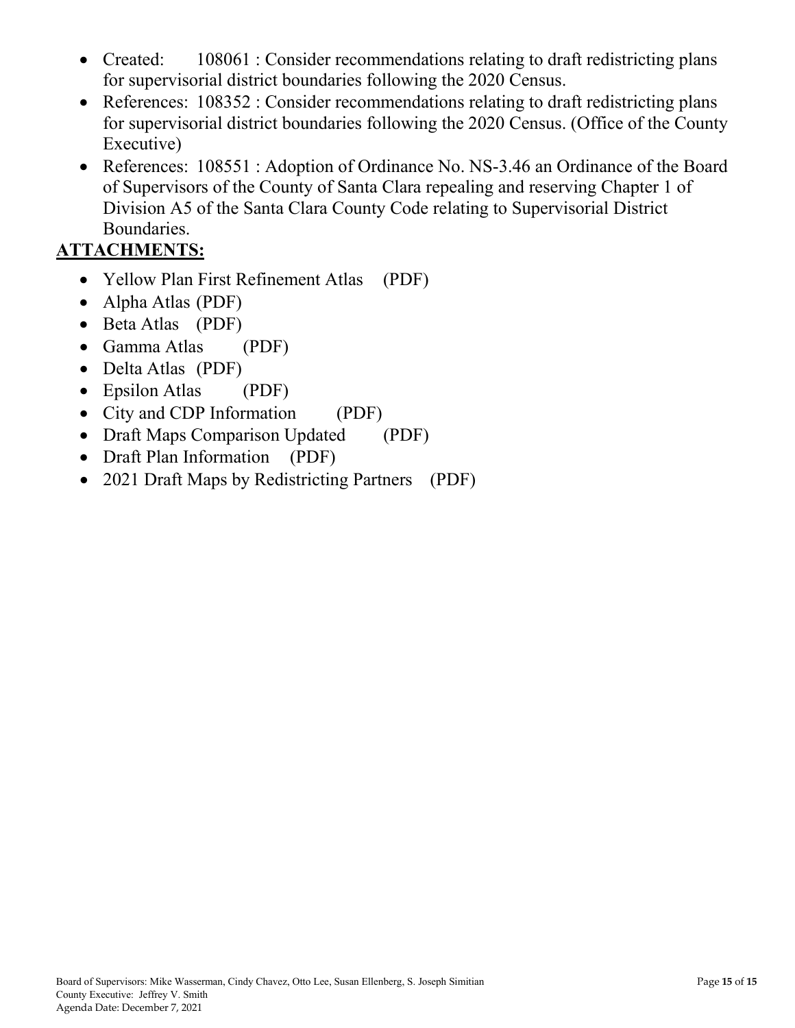- Created: 108061 : Consider recommendations relating to draft redistricting plans for supervisorial district boundaries following the 2020 Census.
- References: 108352 : Consider recommendations relating to draft redistricting plans for supervisorial district boundaries following the 2020 Census. (Office of the County Executive)
- References: 108551 : Adoption of Ordinance No. NS-3.46 an Ordinance of the Board of Supervisors of the County of Santa Clara repealing and reserving Chapter 1 of Division A5 of the Santa Clara County Code relating to Supervisorial District Boundaries.

## ATTACHMENTS:

- Yellow Plan First Refinement Atlas (PDF)
- Alpha Atlas (PDF)
- Beta Atlas (PDF)
- Gamma Atlas (PDF)
- Delta Atlas (PDF)
- Epsilon Atlas (PDF)
- City and CDP Information (PDF)
- Draft Maps Comparison Updated (PDF)
- Draft Plan Information (PDF)
- 2021 Draft Maps by Redistricting Partners (PDF)